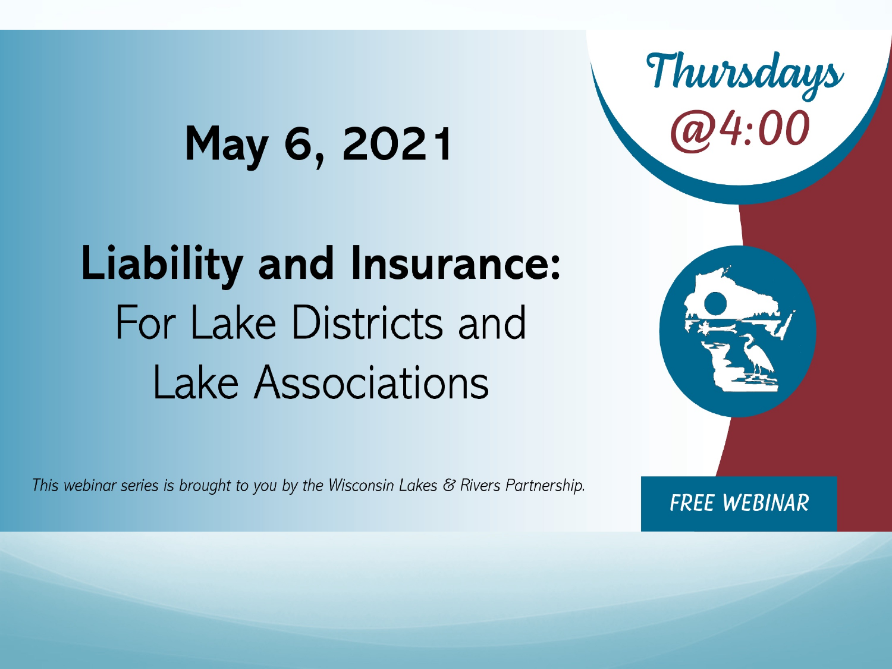Thursdays @4:00

# May 6, 2021

# Liability and Insurance:

## For Lake Districts and Lake Associations

*This webinar series is brought to you by the Wisconsin Lakes & Rivers Partnership.*

FREE WEBINAR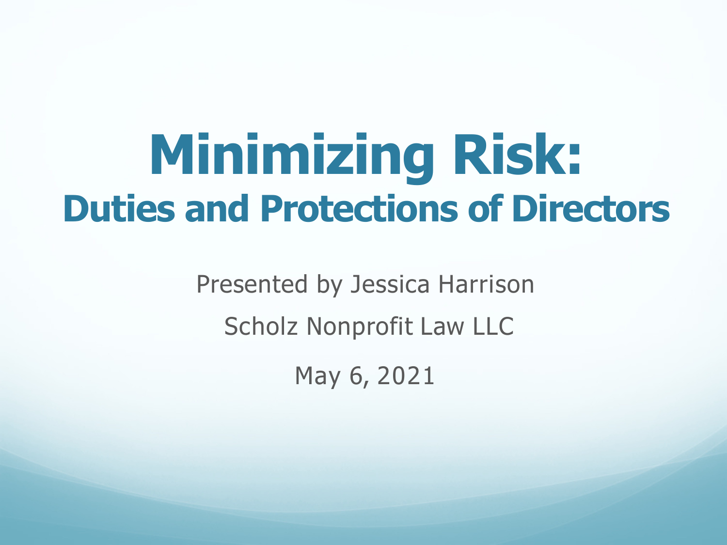# Minimizing Risk:

## Duties and Protections of Directors

Presented by Jessica Harrison

Scholz Nonprofit Law LLC

May 6, 2021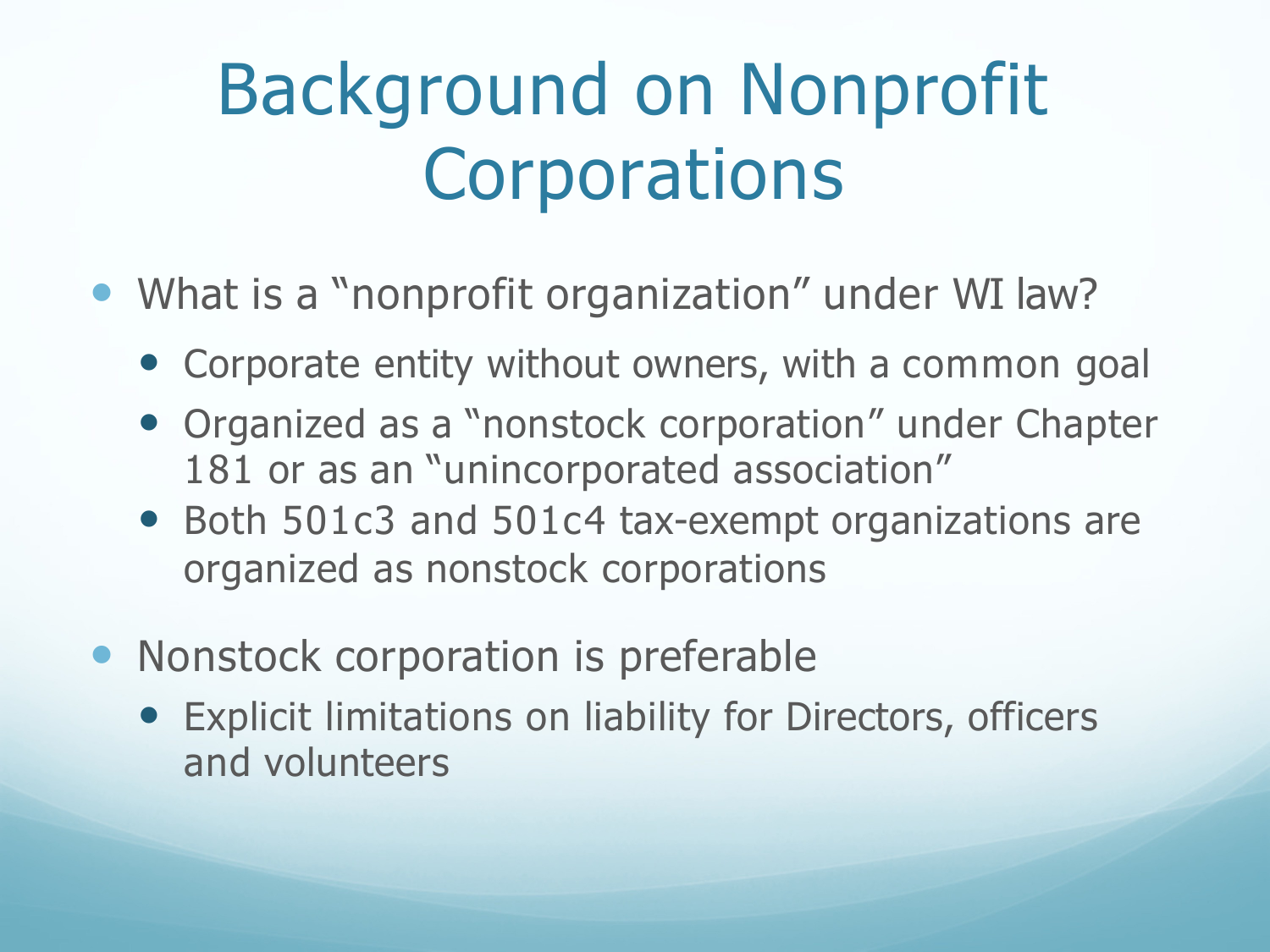# Background on Nonprofit Corporations

- What is a “nonprofit organization” under WI law?
  - Corporate entity without owners, with a common goal
  - Organized as a “nonstock corporation” under Chapter 181 or as an “unincorporated association”
  - Both 501c3 and 501c4 tax-exempt organizations are organized as nonstock corporations
- Nonstock corporation is preferable
  - Explicit limitations on liability for Directors, officers and volunteers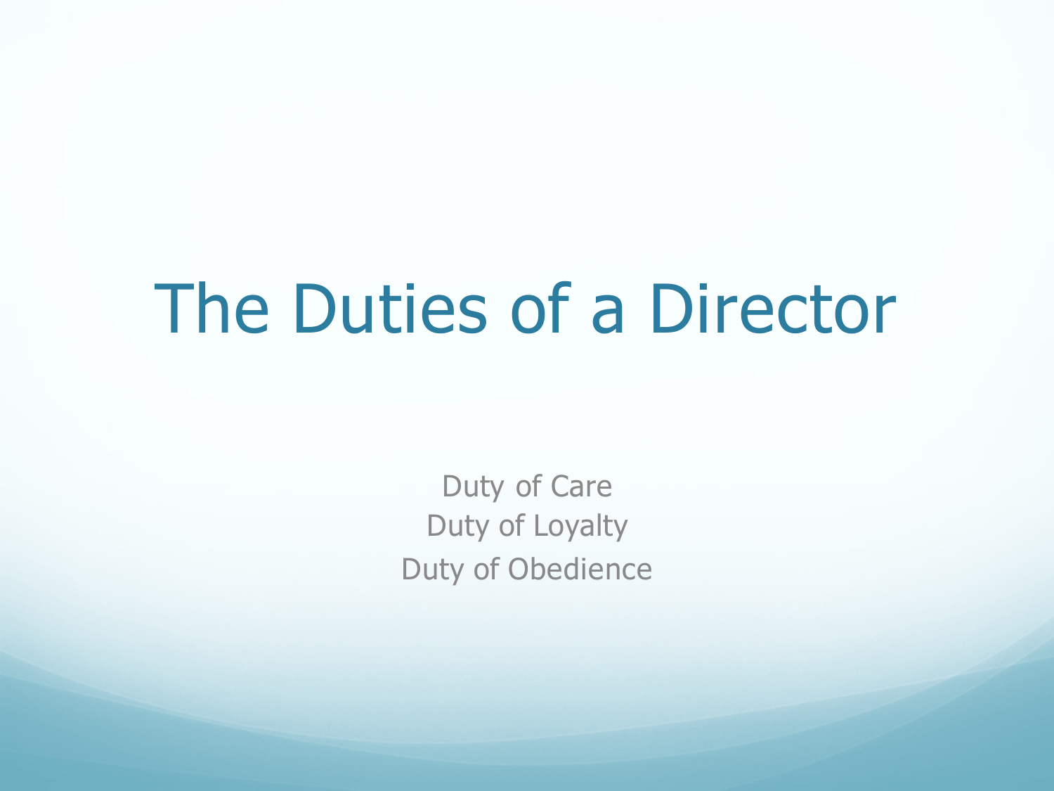# The Duties of a Director

Duty of Care
Duty of Loyalty
Duty of Obedience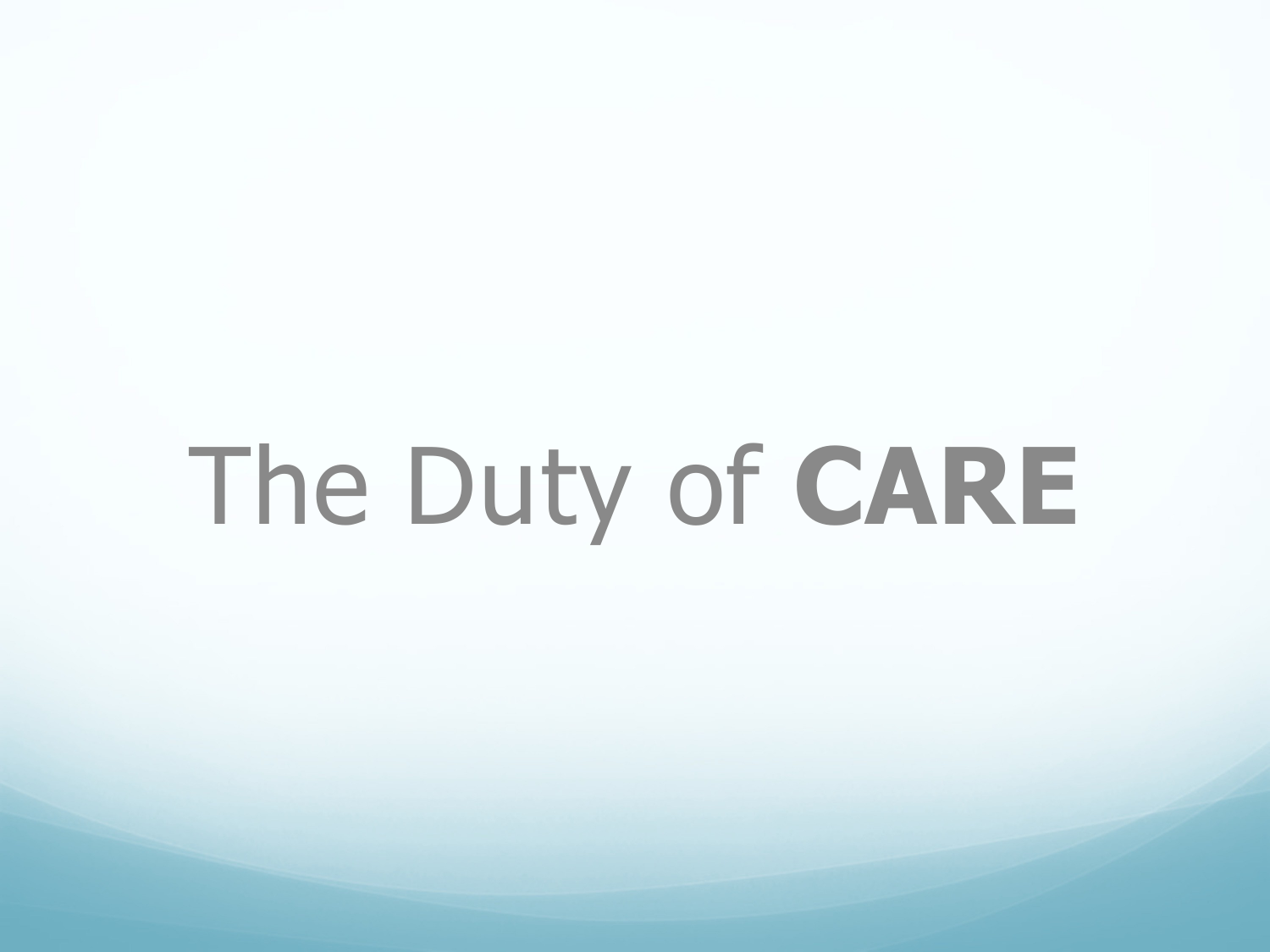# The Duty of **CARE**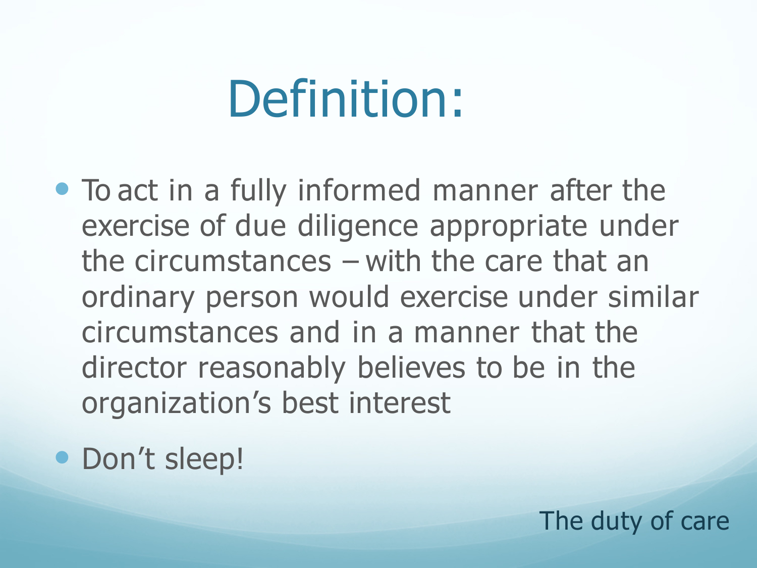# Definition:

- To act in a fully informed manner after the exercise of due diligence appropriate under the circumstances – with the care that an ordinary person would exercise under similar circumstances and in a manner that the director reasonably believes to be in the organization's best interest
- Don't sleep!

The duty of care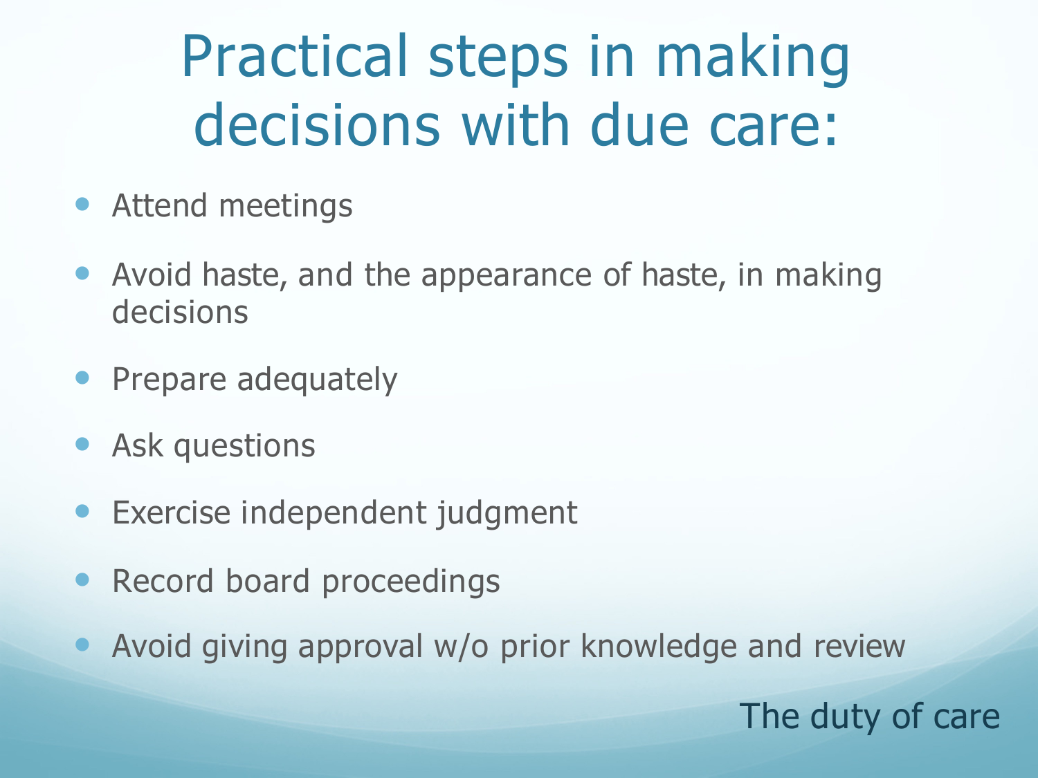# Practical steps in making decisions with due care:

- Attend meetings
- Avoid haste, and the appearance of haste, in making decisions
- Prepare adequately
- Ask questions
- Exercise independent judgment
- Record board proceedings
- Avoid giving approval w/o prior knowledge and review

The duty of care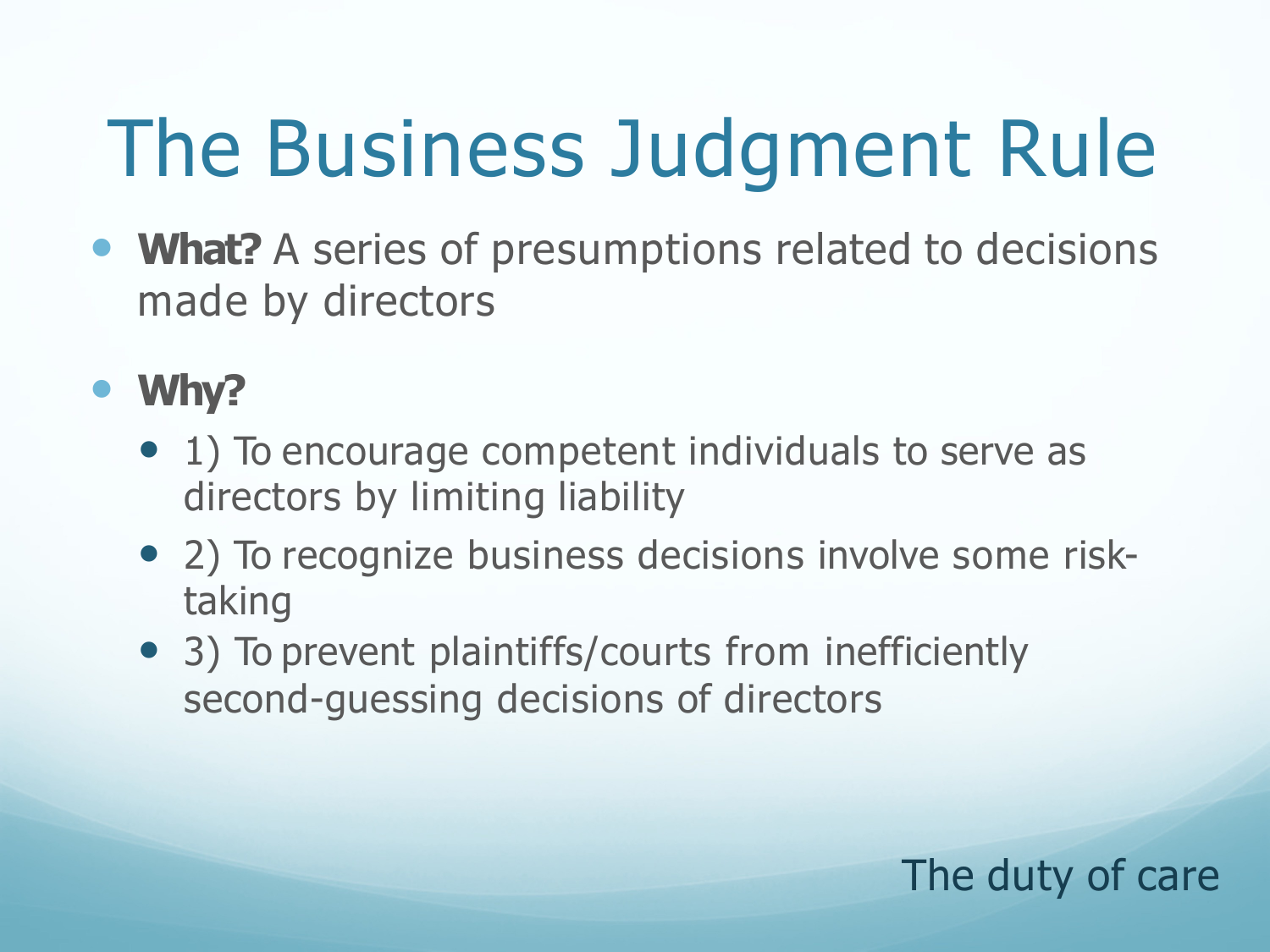# The Business Judgment Rule

- **What?** A series of presumptions related to decisions made by directors
- **Why?**
  - 1) To encourage competent individuals to serve as directors by limiting liability
  - 2) To recognize business decisions involve some risk-taking
  - 3) To prevent plaintiffs/courts from inefficiently second-guessing decisions of directors

The duty of care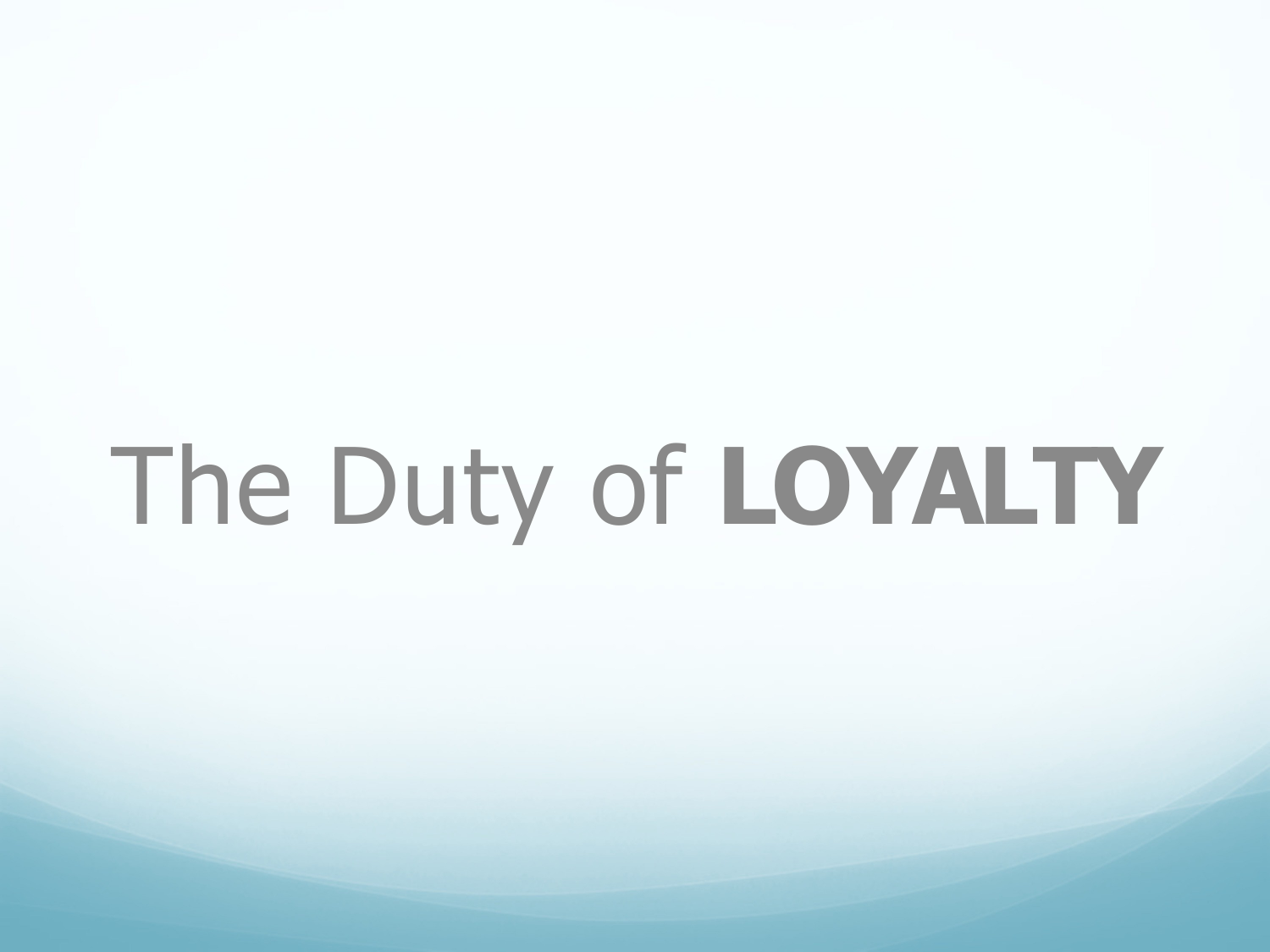# The Duty of **LOYALTY**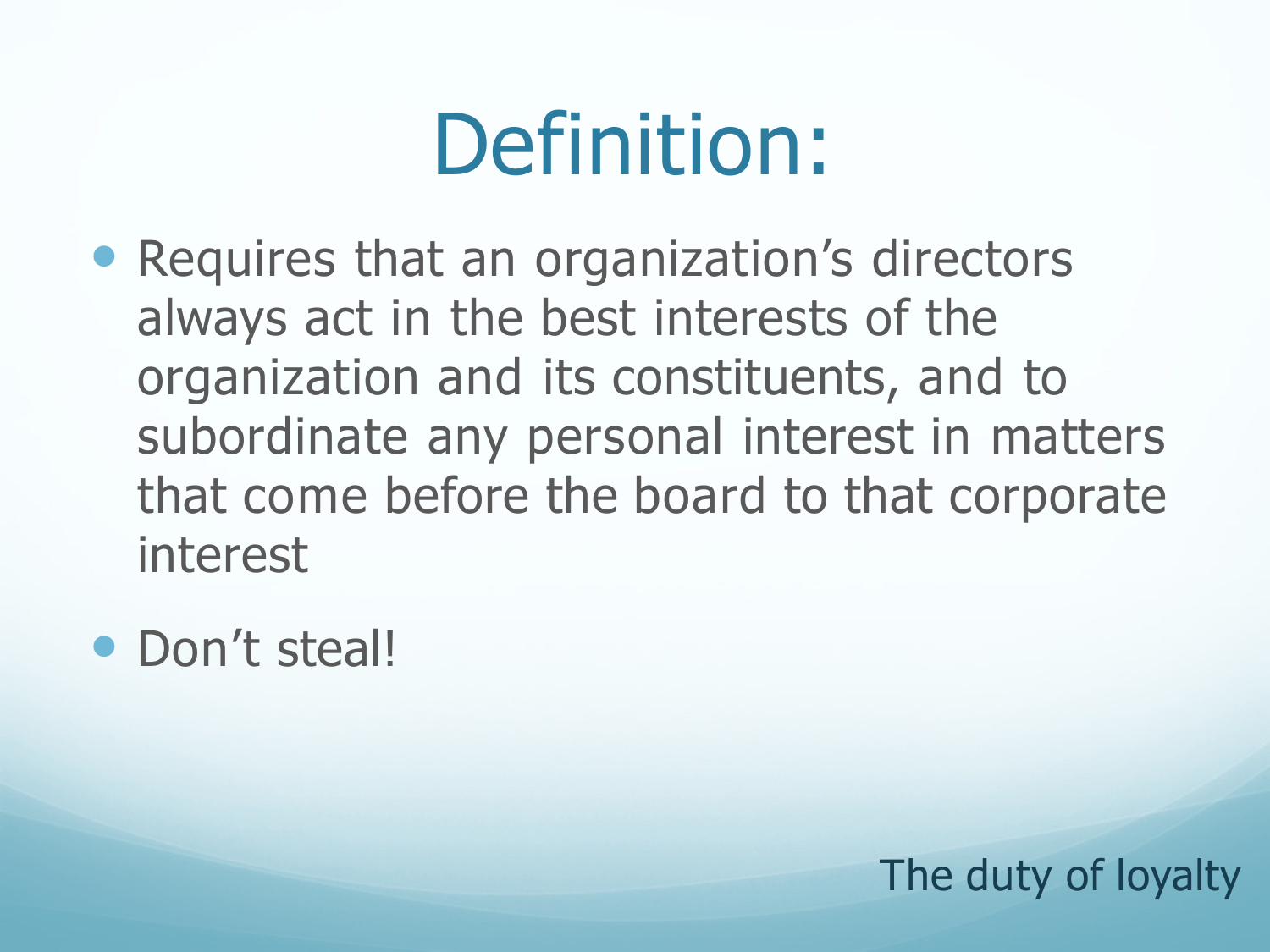# Definition:

- Requires that an organization's directors always act in the best interests of the organization and its constituents, and to subordinate any personal interest in matters that come before the board to that corporate interest
- Don't steal!

The duty of loyalty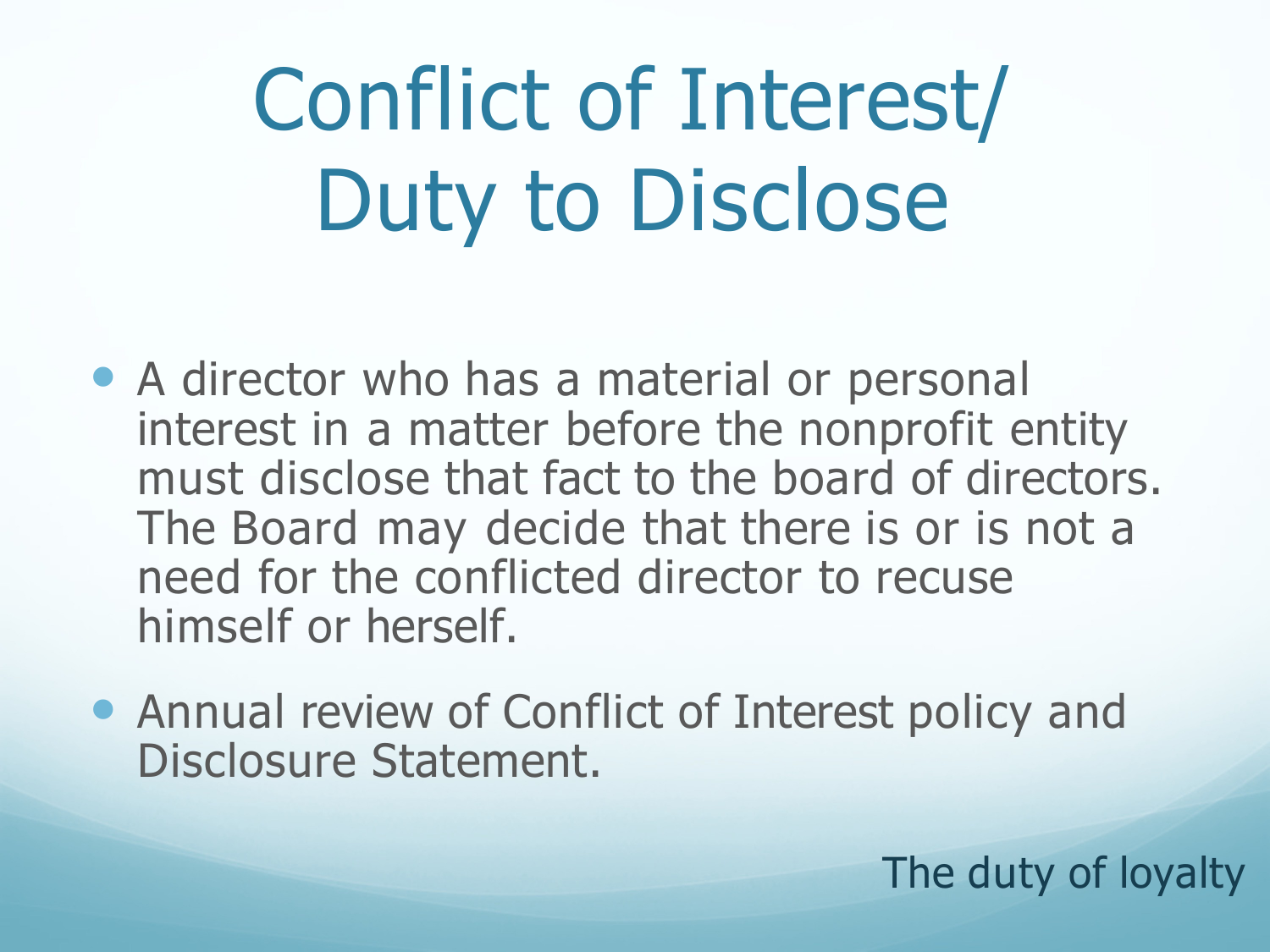# Conflict of Interest/ Duty to Disclose

- A director who has a material or personal interest in a matter before the nonprofit entity must disclose that fact to the board of directors. The Board may decide that there is or is not a need for the conflicted director to recuse himself or herself.
- Annual review of Conflict of Interest policy and Disclosure Statement.

The duty of loyalty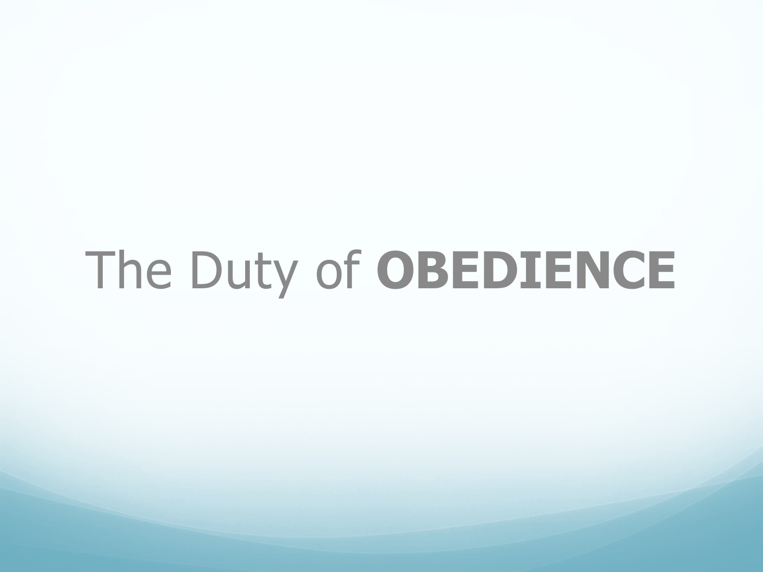# The Duty of **OBEDIENCE**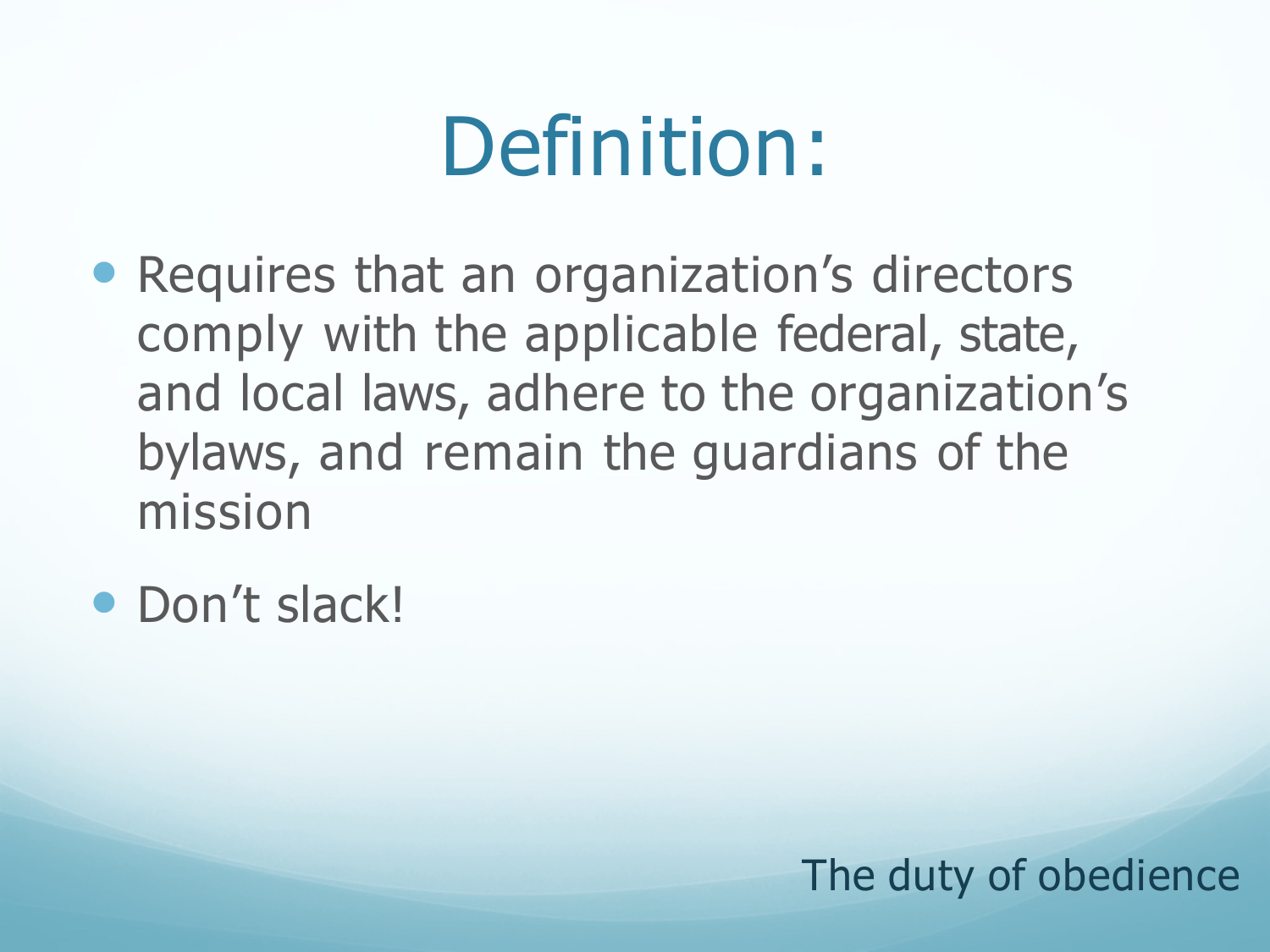# Definition:

- Requires that an organization's directors comply with the applicable federal, state, and local laws, adhere to the organization's bylaws, and remain the guardians of the mission
- Don't slack!

The duty of obedience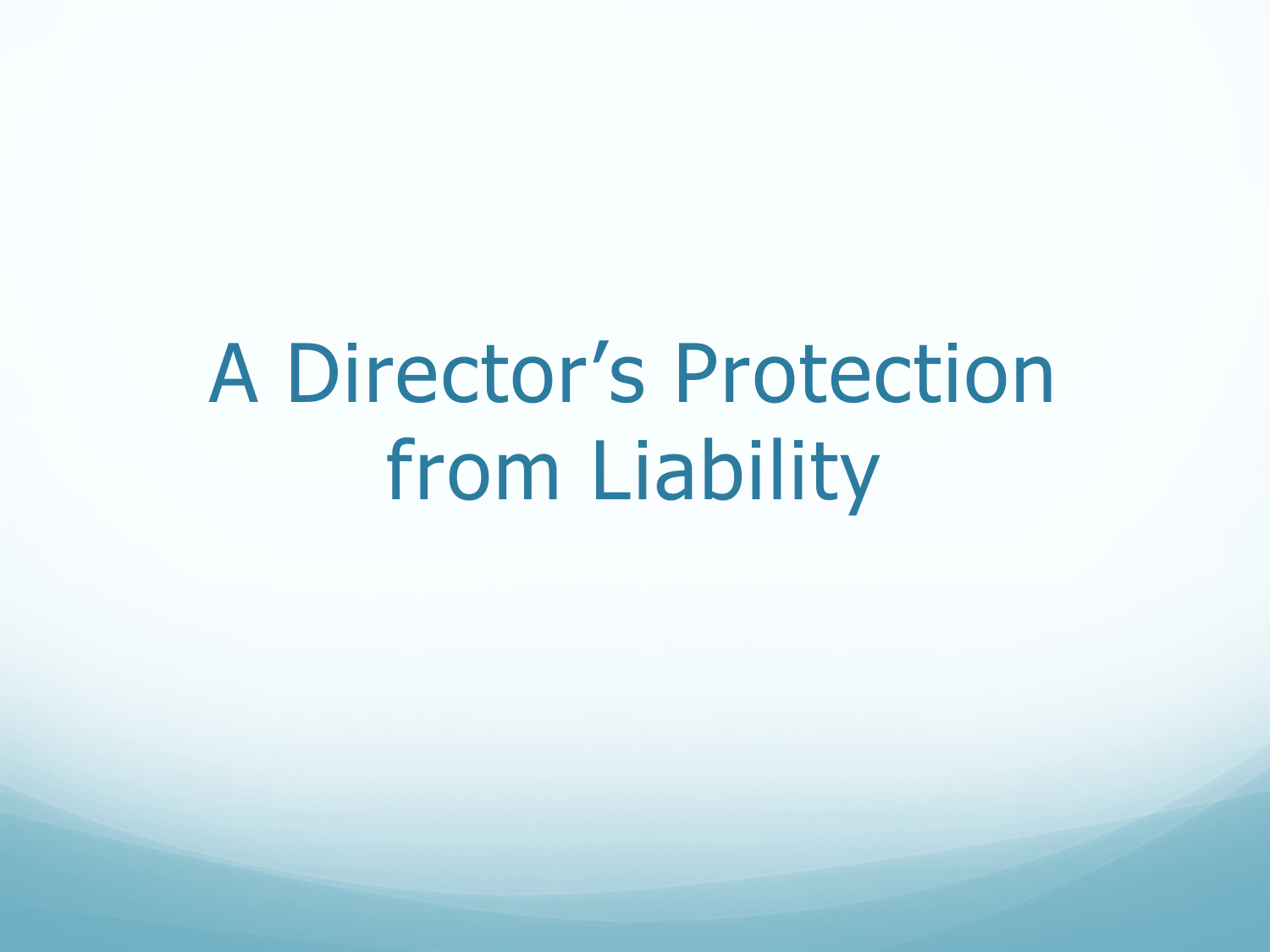# A Director’s Protection from Liability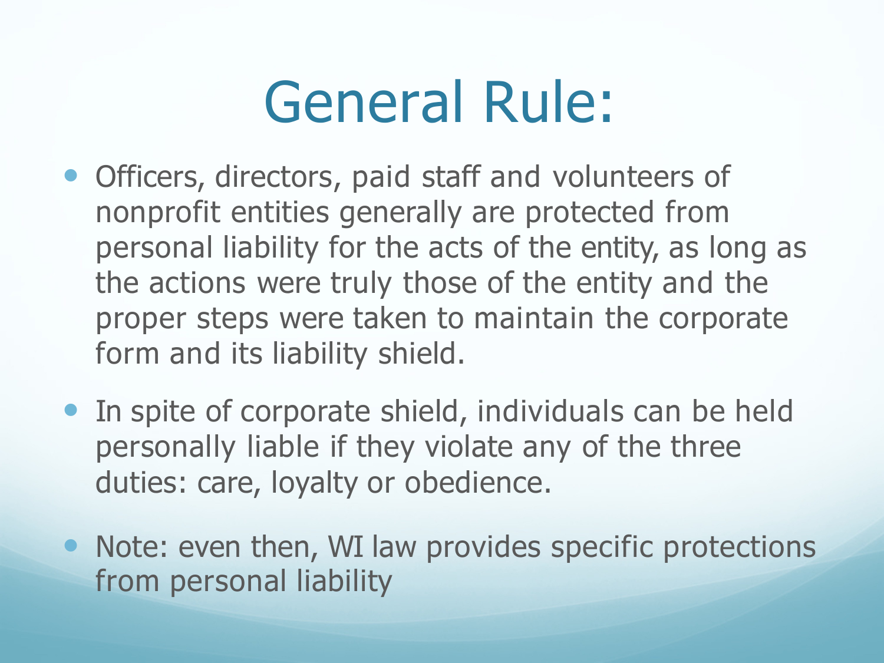# General Rule:

- Officers, directors, paid staff and volunteers of nonprofit entities generally are protected from personal liability for the acts of the entity, as long as the actions were truly those of the entity and the proper steps were taken to maintain the corporate form and its liability shield.
- In spite of corporate shield, individuals can be held personally liable if they violate any of the three duties: care, loyalty or obedience.
- Note: even then, WI law provides specific protections from personal liability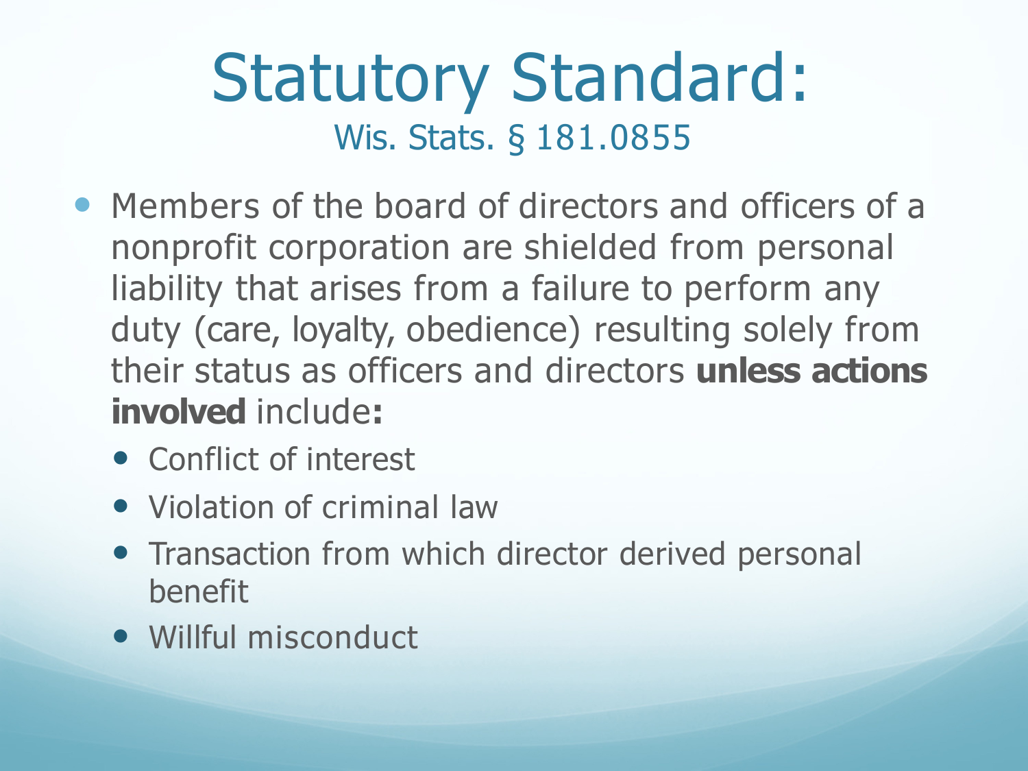# Statutory Standard:

## Wis. Stats. § 181.0855

- Members of the board of directors and officers of a nonprofit corporation are shielded from personal liability that arises from a failure to perform any duty (care, loyalty, obedience) resulting solely from their status as officers and directors **unless actions involved** include**:**
  - Conflict of interest
  - Violation of criminal law
  - Transaction from which director derived personal benefit
  - Willful misconduct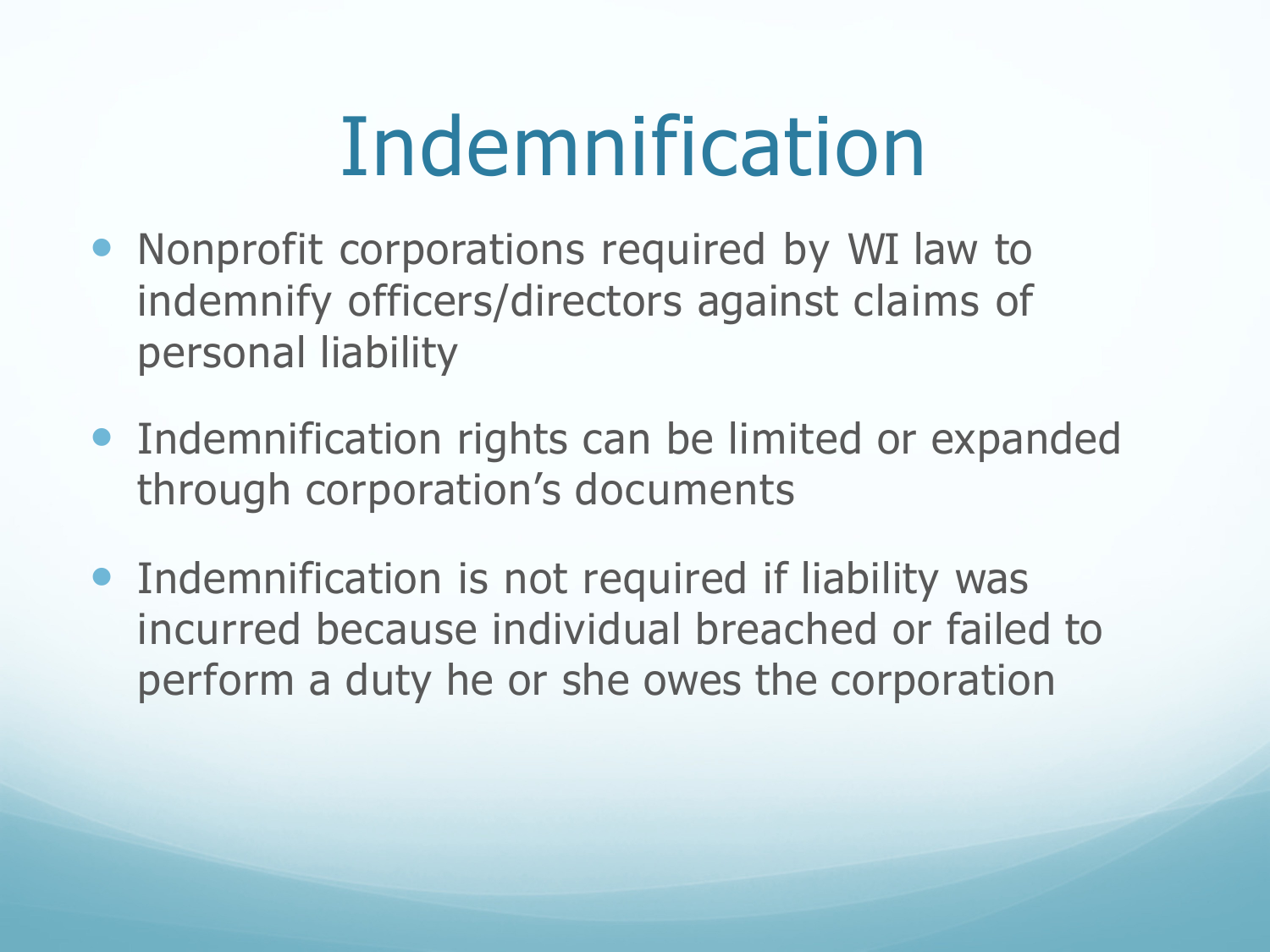# Indemnification

- Nonprofit corporations required by WI law to indemnify officers/directors against claims of personal liability
- Indemnification rights can be limited or expanded through corporation's documents
- Indemnification is not required if liability was incurred because individual breached or failed to perform a duty he or she owes the corporation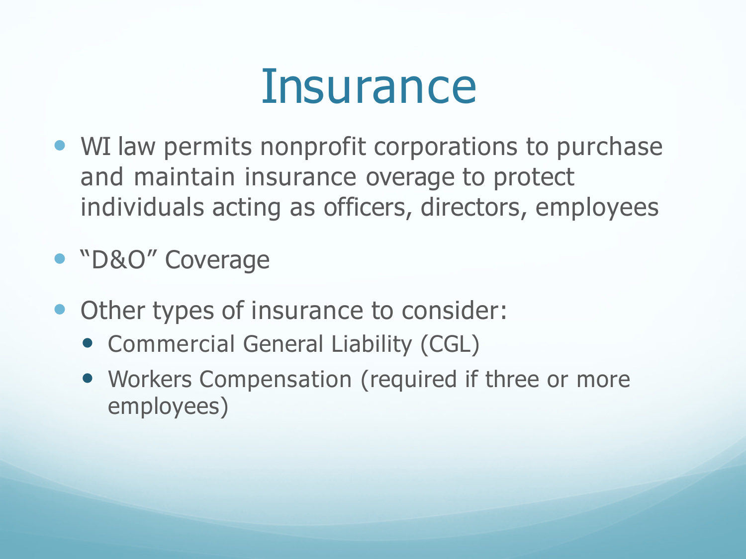# Insurance

- WI law permits nonprofit corporations to purchase and maintain insurance overage to protect individuals acting as officers, directors, employees
- "D&O" Coverage
- Other types of insurance to consider:
  - Commercial General Liability (CGL)
  - Workers Compensation (required if three or more employees)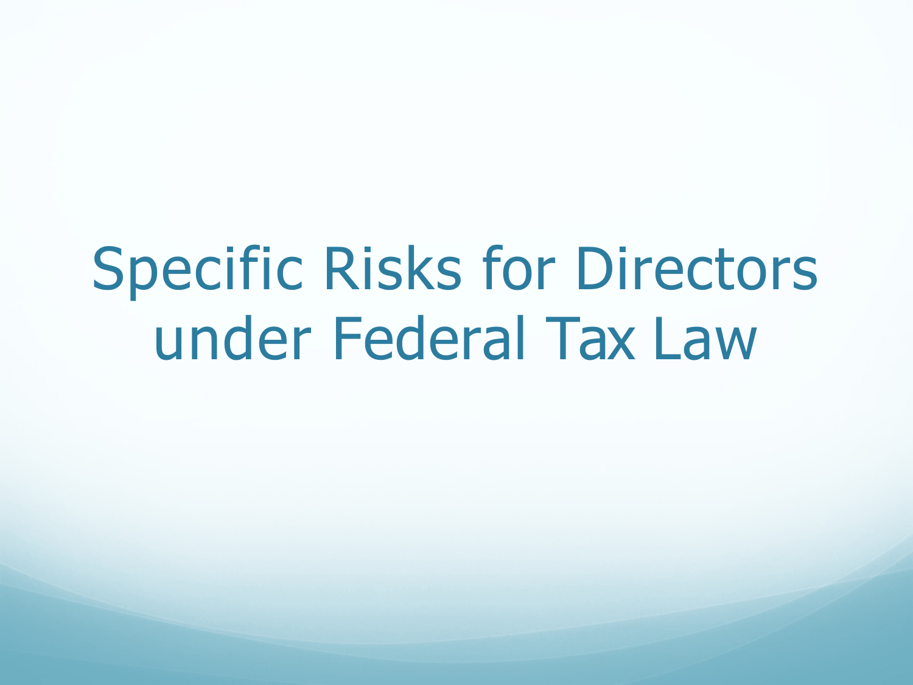# Specific Risks for Directors under Federal Tax Law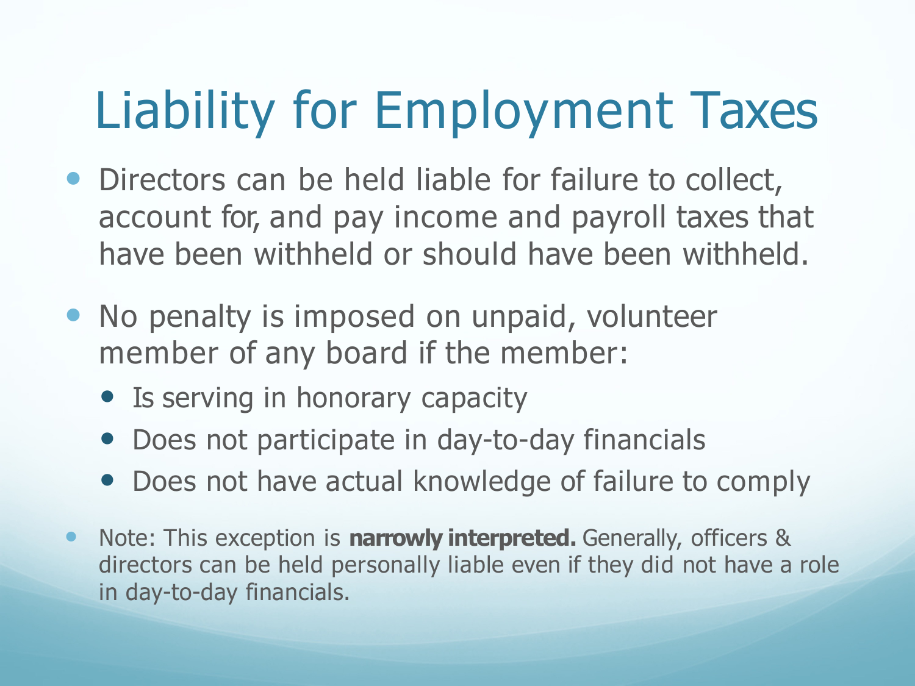# Liability for Employment Taxes

- Directors can be held liable for failure to collect, account for, and pay income and payroll taxes that have been withheld or should have been withheld.
- No penalty is imposed on unpaid, volunteer member of any board if the member:
  - Is serving in honorary capacity
  - Does not participate in day-to-day financials
  - Does not have actual knowledge of failure to comply
- Note: This exception is **narrowly interpreted.** Generally, officers & directors can be held personally liable even if they did not have a role in day-to-day financials.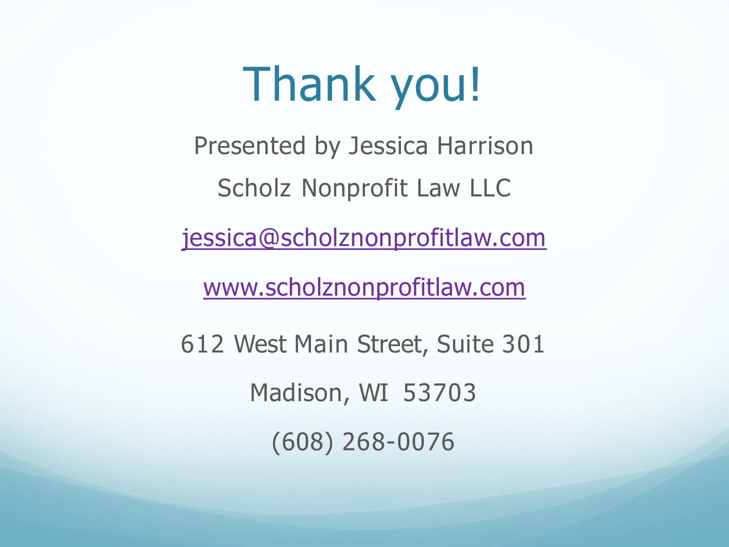# Thank you!

Presented by Jessica Harrison

Scholz Nonprofit Law LLC

[jessica@scholznonprofitlaw.com](mailto:jessica@scholznonprofitlaw.com)

[www.scholznonprofitlaw.com](http://www.scholznonprofitlaw.com)

612 West Main Street, Suite 301

Madison, WI 53703

(608) 268-0076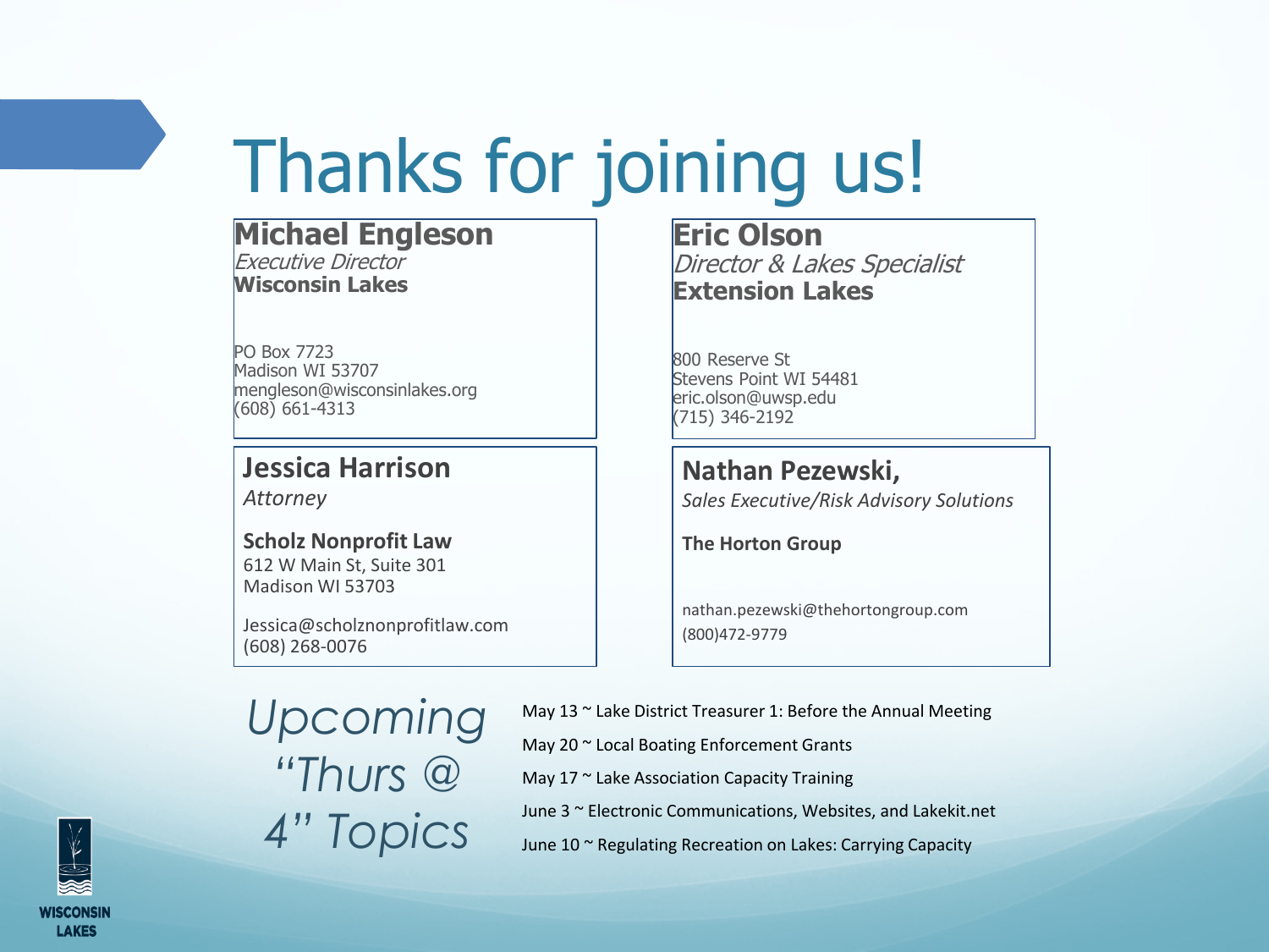# Thanks for joining us!

**Michael Engleson**
*Executive Director*
**Wisconsin Lakes**

PO Box 7723
Madison WI 53707
mengleson@wisconsinlakes.org
(608) 661-4313

**Eric Olson**
*Director & Lakes Specialist*
**Extension Lakes**

800 Reserve St
Stevens Point WI 54481
eric.olson@uwsp.edu
(715) 346-2192

**Jessica Harrison**
*Attorney*

**Scholz Nonprofit Law**
612 W Main St, Suite 301
Madison WI 53703

Jessica@scholznonprofitlaw.com
(608) 268-0076

**Nathan Pezewski,**
*Sales Executive/Risk Advisory Solutions*

**The Horton Group**

nathan.pezewski@thehortongroup.com
(800)472-9779

*Upcoming "Thurs @ 4" Topics*

May 13 ~ Lake District Treasurer 1: Before the Annual Meeting

May 20 ~ Local Boating Enforcement Grants

May 17 ~ Lake Association Capacity Training

June 3 ~ Electronic Communications, Websites, and Lakekit.net

June 10 ~ Regulating Recreation on Lakes: Carrying Capacity

WISCONSIN LAKES